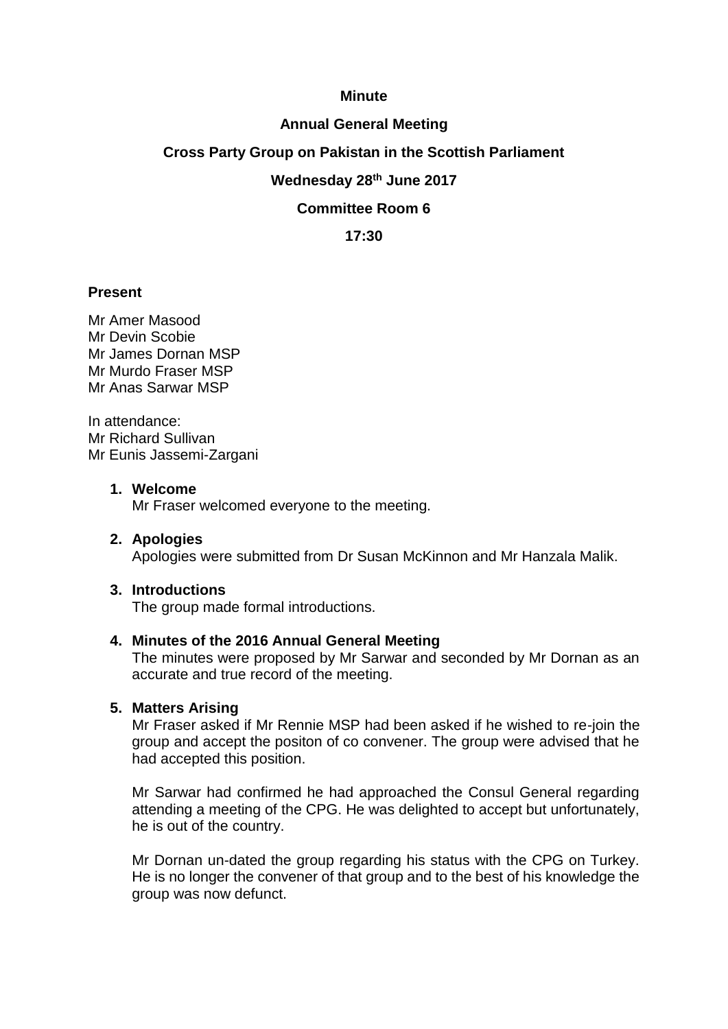**Minute**

**Annual General Meeting**

**Cross Party Group on Pakistan in the Scottish Parliament**

**Wednesday 28th June 2017**

**Committee Room 6**

**17:30**

**Present**

Mr Amer Masood
Mr Devin Scobie
Mr James Dornan MSP
Mr Murdo Fraser MSP
Mr Anas Sarwar MSP

In attendance:
Mr Richard Sullivan
Mr Eunis Jassemi-Zargani

1. **Welcome**
   Mr Fraser welcomed everyone to the meeting.

2. **Apologies**
   Apologies were submitted from Dr Susan McKinnon and Mr Hanzala Malik.

3. **Introductions**
   The group made formal introductions.

4. **Minutes of the 2016 Annual General Meeting**
   The minutes were proposed by Mr Sarwar and seconded by Mr Dornan as an accurate and true record of the meeting.

5. **Matters Arising**
   Mr Fraser asked if Mr Rennie MSP had been asked if he wished to re-join the group and accept the positon of co convener. The group were advised that he had accepted this position.

   Mr Sarwar had confirmed he had approached the Consul General regarding attending a meeting of the CPG. He was delighted to accept but unfortunately, he is out of the country.

   Mr Dornan un-dated the group regarding his status with the CPG on Turkey. He is no longer the convener of that group and to the best of his knowledge the group was now defunct.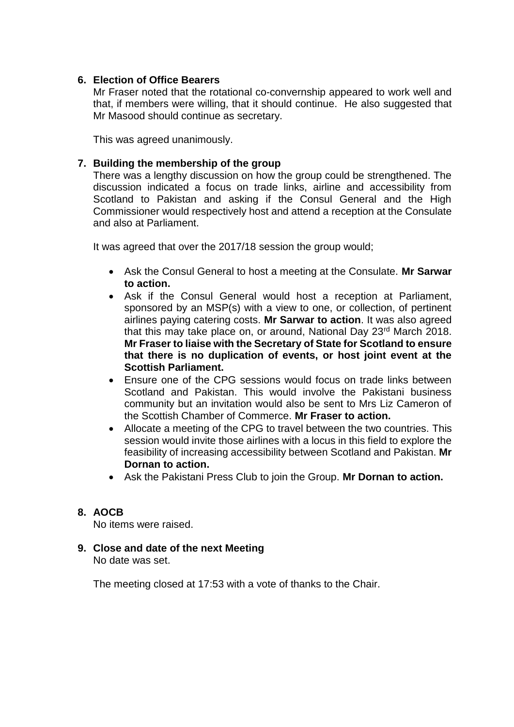6. **Election of Office Bearers**

   Mr Fraser noted that the rotational co-convernship appeared to work well and that, if members were willing, that it should continue. He also suggested that Mr Masood should continue as secretary.

   This was agreed unanimously.

7. **Building the membership of the group**

   There was a lengthy discussion on how the group could be strengthened. The discussion indicated a focus on trade links, airline and accessibility from Scotland to Pakistan and asking if the Consul General and the High Commissioner would respectively host and attend a reception at the Consulate and also at Parliament.

   It was agreed that over the 2017/18 session the group would;

   - Ask the Consul General to host a meeting at the Consulate. **Mr Sarwar to action.**
   - Ask if the Consul General would host a reception at Parliament, sponsored by an MSP(s) with a view to one, or collection, of pertinent airlines paying catering costs. **Mr Sarwar to action**. It was also agreed that this may take place on, or around, National Day 23rd March 2018. **Mr Fraser to liaise with the Secretary of State for Scotland to ensure that there is no duplication of events, or host joint event at the Scottish Parliament.**
   - Ensure one of the CPG sessions would focus on trade links between Scotland and Pakistan. This would involve the Pakistani business community but an invitation would also be sent to Mrs Liz Cameron of the Scottish Chamber of Commerce. **Mr Fraser to action.**
   - Allocate a meeting of the CPG to travel between the two countries. This session would invite those airlines with a locus in this field to explore the feasibility of increasing accessibility between Scotland and Pakistan. **Mr Dornan to action.**
   - Ask the Pakistani Press Club to join the Group. **Mr Dornan to action.**

8. **AOCB**

   No items were raised.

9. **Close and date of the next Meeting**

   No date was set.

   The meeting closed at 17:53 with a vote of thanks to the Chair.